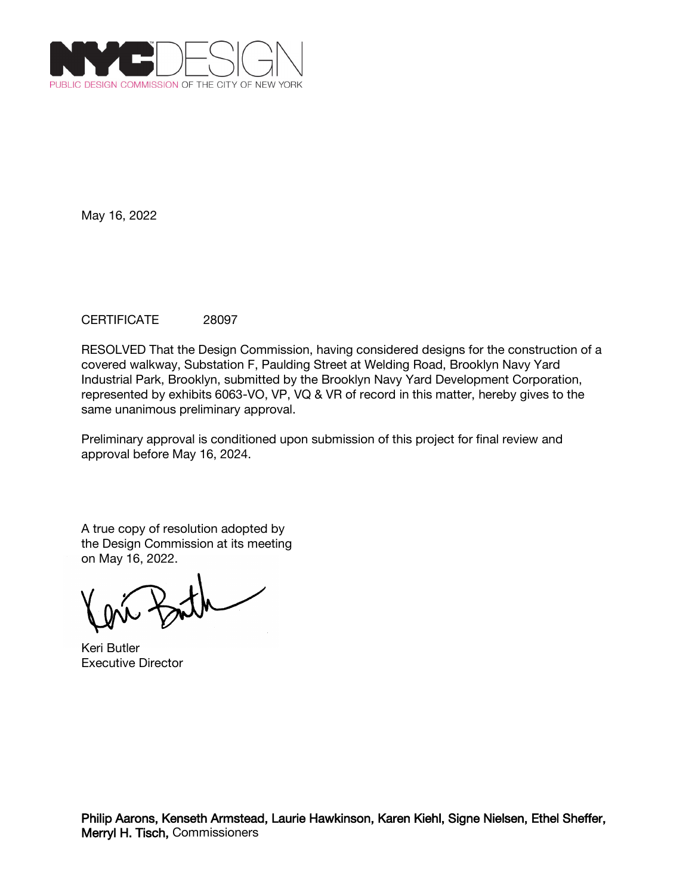NYC DESIGN
PUBLIC DESIGN COMMISSION OF THE CITY OF NEW YORK

May 16, 2022

CERTIFICATE 28097

RESOLVED That the Design Commission, having considered designs for the construction of a covered walkway, Substation F, Paulding Street at Welding Road, Brooklyn Navy Yard Industrial Park, Brooklyn, submitted by the Brooklyn Navy Yard Development Corporation, represented by exhibits 6063-VO, VP, VQ & VR of record in this matter, hereby gives to the same unanimous preliminary approval.

Preliminary approval is conditioned upon submission of this project for final review and approval before May 16, 2024.

A true copy of resolution adopted by the Design Commission at its meeting on May 16, 2022.

Keri Butler
Executive Director

**Philip Aarons, Kenseth Armstead, Laurie Hawkinson, Karen Kiehl, Signe Nielsen, Ethel Sheffer, Merryl H. Tisch,** Commissioners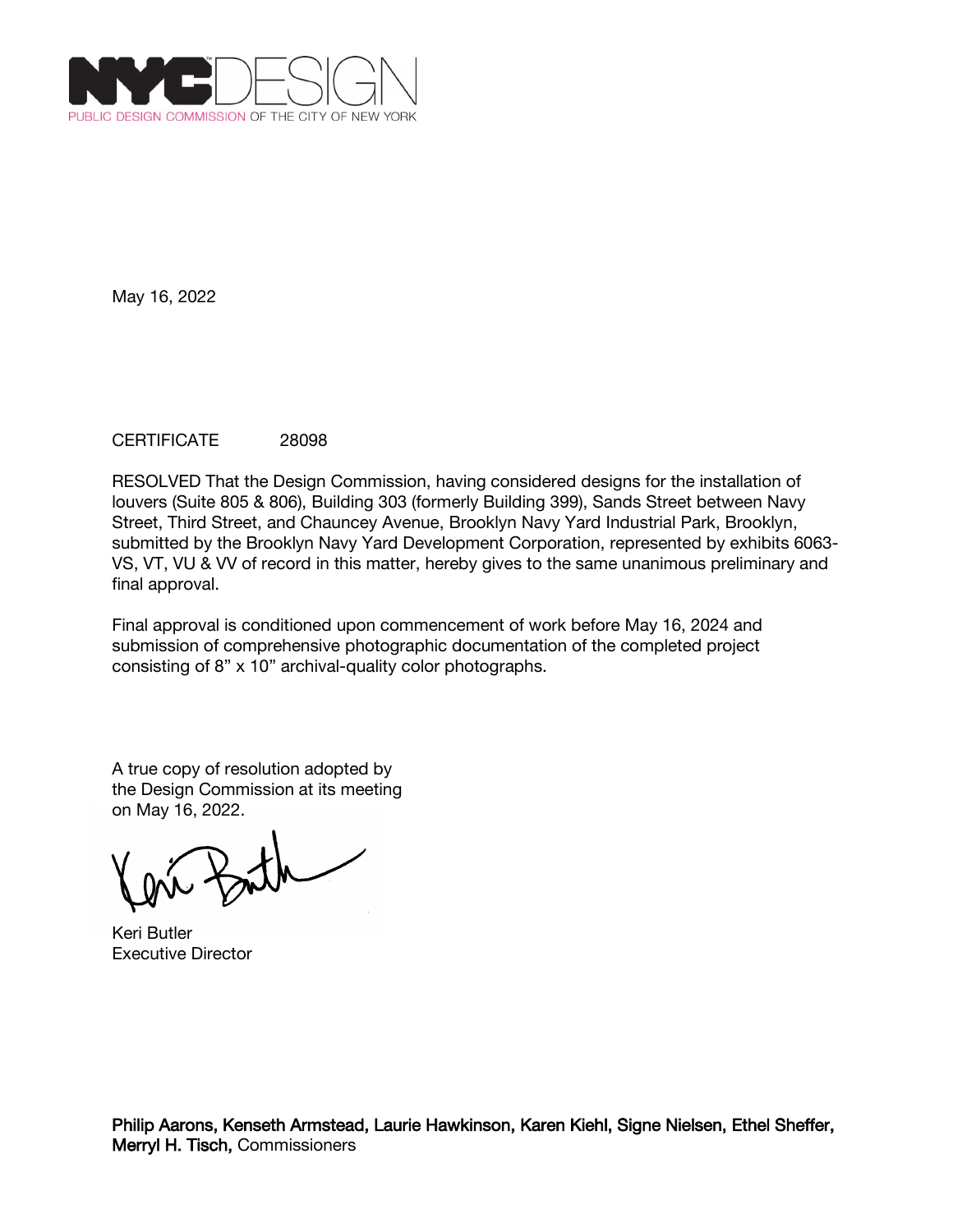NYCDESIGN

PUBLIC DESIGN COMMISSION OF THE CITY OF NEW YORK

May 16, 2022

CERTIFICATE 28098

RESOLVED That the Design Commission, having considered designs for the installation of louvers (Suite 805 & 806), Building 303 (formerly Building 399), Sands Street between Navy Street, Third Street, and Chauncey Avenue, Brooklyn Navy Yard Industrial Park, Brooklyn, submitted by the Brooklyn Navy Yard Development Corporation, represented by exhibits 6063-VS, VT, VU & VV of record in this matter, hereby gives to the same unanimous preliminary and final approval.

Final approval is conditioned upon commencement of work before May 16, 2024 and submission of comprehensive photographic documentation of the completed project consisting of 8" x 10" archival-quality color photographs.

A true copy of resolution adopted by the Design Commission at its meeting on May 16, 2022.

Keri Butler
Executive Director

**Philip Aarons, Kenseth Armstead, Laurie Hawkinson, Karen Kiehl, Signe Nielsen, Ethel Sheffer, Merryl H. Tisch,** Commissioners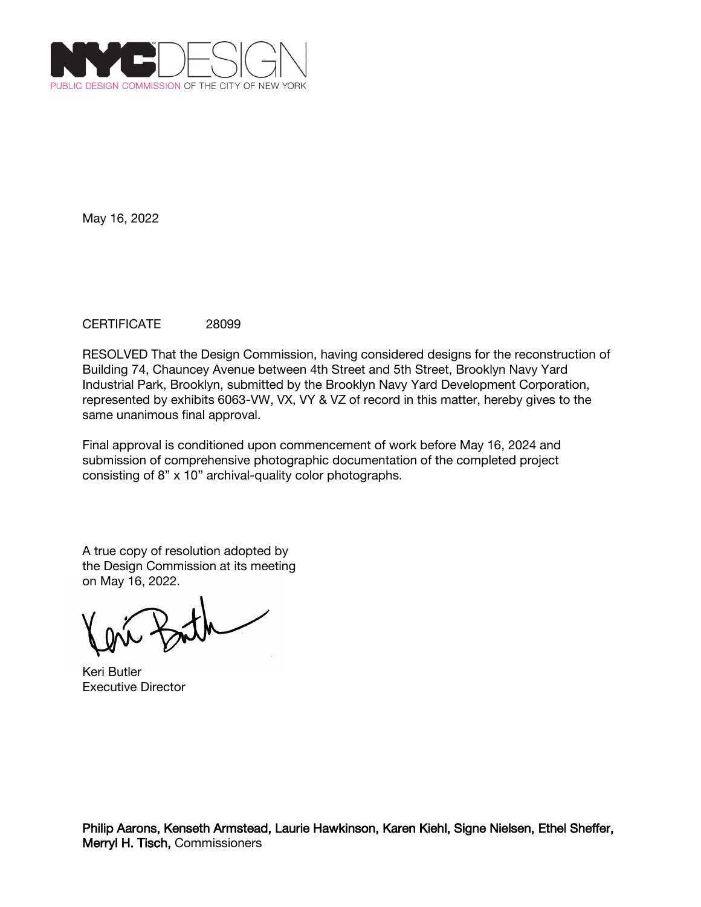NYCDESIGN
PUBLIC DESIGN COMMISSION OF THE CITY OF NEW YORK

May 16, 2022

CERTIFICATE 28099

RESOLVED That the Design Commission, having considered designs for the reconstruction of Building 74, Chauncey Avenue between 4th Street and 5th Street, Brooklyn Navy Yard Industrial Park, Brooklyn, submitted by the Brooklyn Navy Yard Development Corporation, represented by exhibits 6063-VW, VX, VY & VZ of record in this matter, hereby gives to the same unanimous final approval.

Final approval is conditioned upon commencement of work before May 16, 2024 and submission of comprehensive photographic documentation of the completed project consisting of 8" x 10" archival-quality color photographs.

A true copy of resolution adopted by the Design Commission at its meeting on May 16, 2022.

Keri Butler
Executive Director

**Philip Aarons, Kenseth Armstead, Laurie Hawkinson, Karen Kiehl, Signe Nielsen, Ethel Sheffer, Merryl H. Tisch,** Commissioners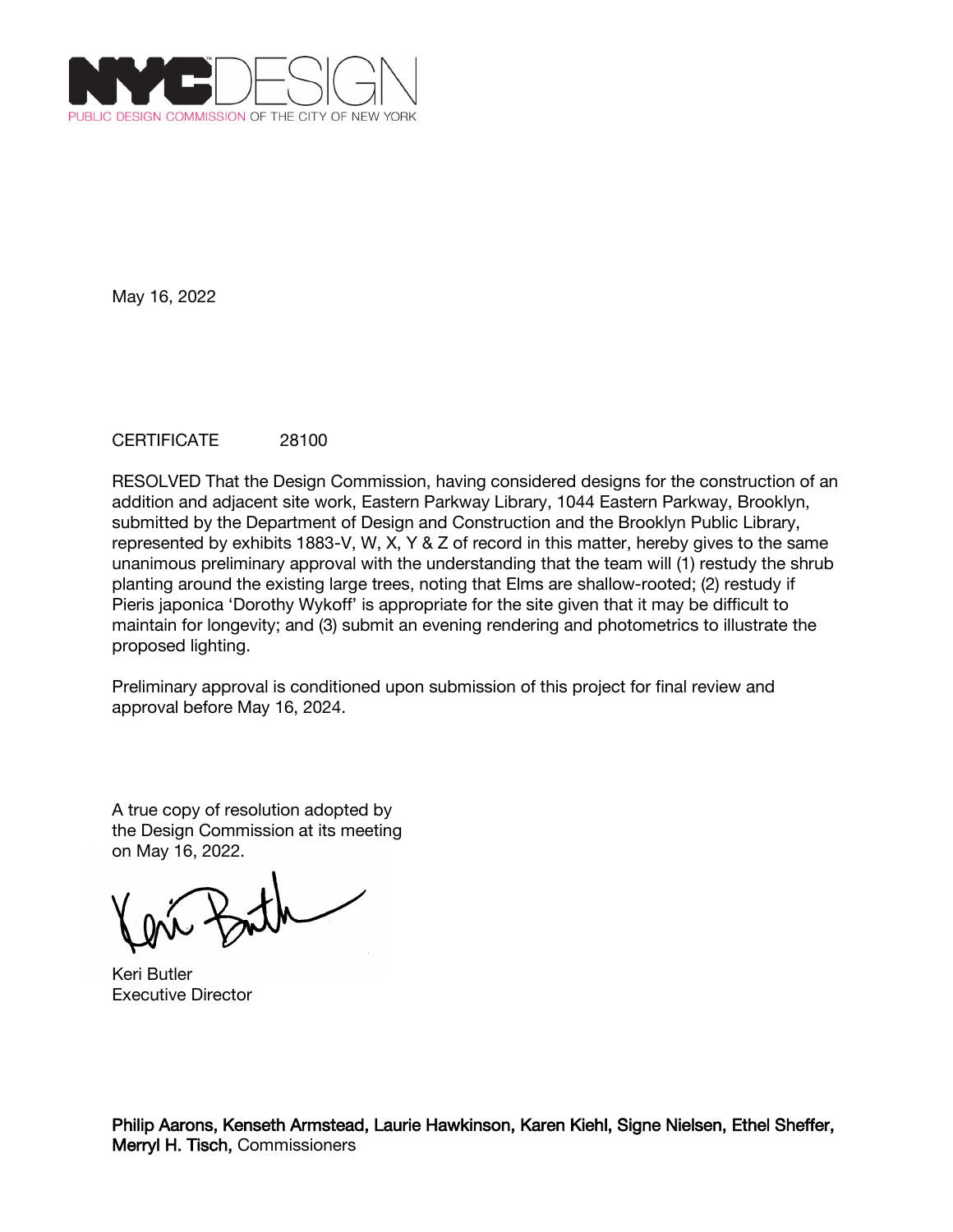NYC DESIGN
PUBLIC DESIGN COMMISSION OF THE CITY OF NEW YORK

May 16, 2022

CERTIFICATE 28100

RESOLVED That the Design Commission, having considered designs for the construction of an addition and adjacent site work, Eastern Parkway Library, 1044 Eastern Parkway, Brooklyn, submitted by the Department of Design and Construction and the Brooklyn Public Library, represented by exhibits 1883-V, W, X, Y & Z of record in this matter, hereby gives to the same unanimous preliminary approval with the understanding that the team will (1) restudy the shrub planting around the existing large trees, noting that Elms are shallow-rooted; (2) restudy if Pieris japonica 'Dorothy Wykoff' is appropriate for the site given that it may be difficult to maintain for longevity; and (3) submit an evening rendering and photometrics to illustrate the proposed lighting.

Preliminary approval is conditioned upon submission of this project for final review and approval before May 16, 2024.

A true copy of resolution adopted by the Design Commission at its meeting on May 16, 2022.

Keri Butler
Executive Director

**Philip Aarons, Kenseth Armstead, Laurie Hawkinson, Karen Kiehl, Signe Nielsen, Ethel Sheffer, Merryl H. Tisch,** Commissioners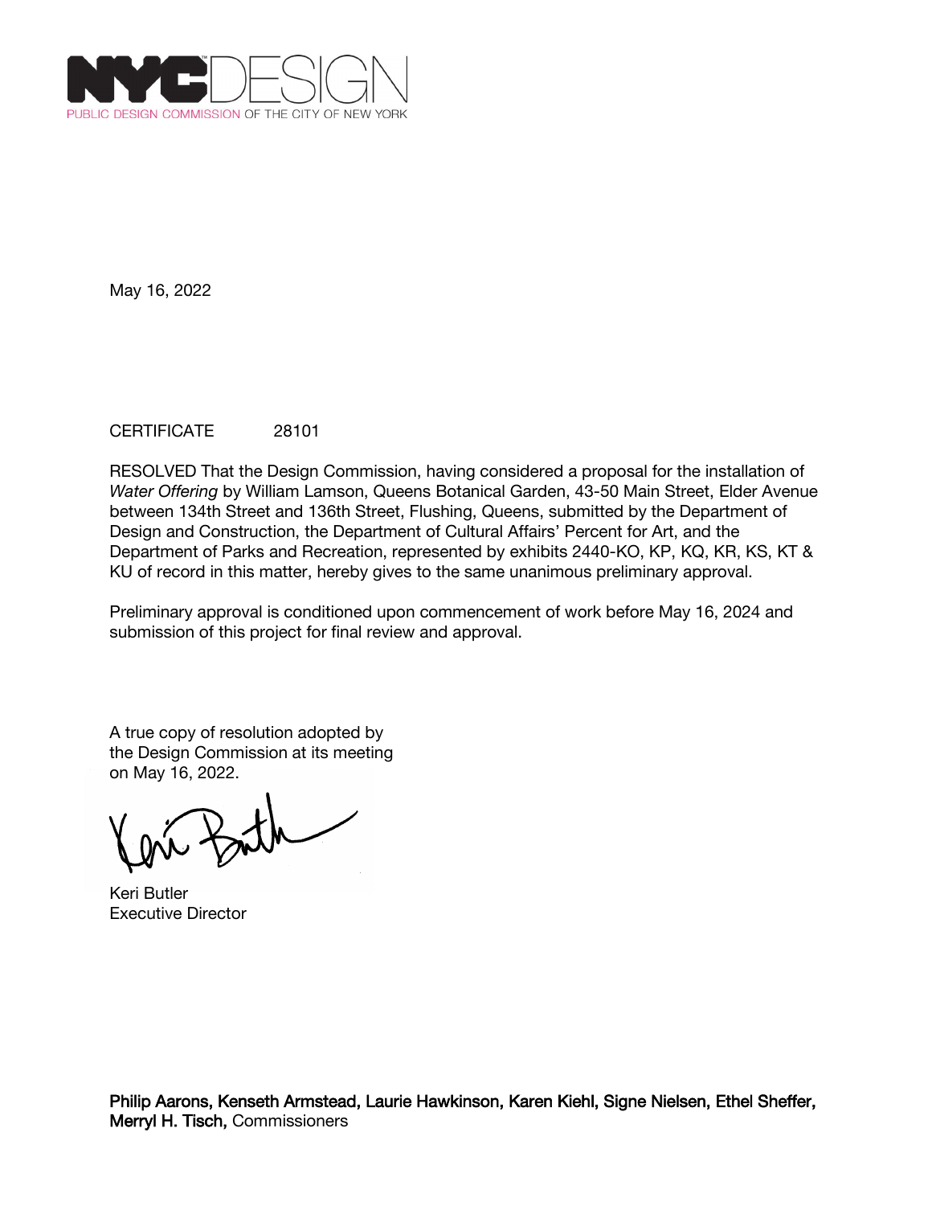NYC DESIGN

PUBLIC DESIGN COMMISSION OF THE CITY OF NEW YORK

May 16, 2022

CERTIFICATE 28101

RESOLVED That the Design Commission, having considered a proposal for the installation of *Water Offering* by William Lamson, Queens Botanical Garden, 43-50 Main Street, Elder Avenue between 134th Street and 136th Street, Flushing, Queens, submitted by the Department of Design and Construction, the Department of Cultural Affairs' Percent for Art, and the Department of Parks and Recreation, represented by exhibits 2440-KO, KP, KQ, KR, KS, KT & KU of record in this matter, hereby gives to the same unanimous preliminary approval.

Preliminary approval is conditioned upon commencement of work before May 16, 2024 and submission of this project for final review and approval.

A true copy of resolution adopted by the Design Commission at its meeting on May 16, 2022.

Keri Butler
Executive Director

**Philip Aarons, Kenseth Armstead, Laurie Hawkinson, Karen Kiehl, Signe Nielsen, Ethel Sheffer, Merryl H. Tisch,** Commissioners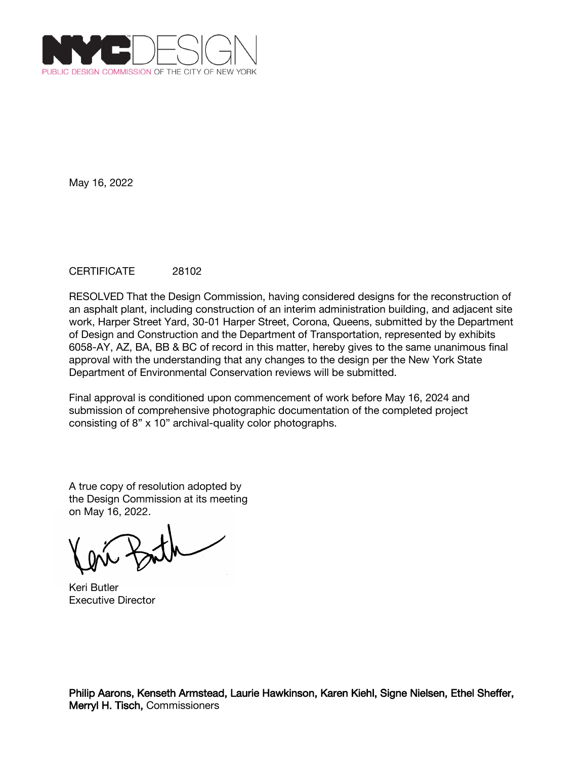NYCDESIGN

PUBLIC DESIGN COMMISSION OF THE CITY OF NEW YORK

May 16, 2022

CERTIFICATE 28102

RESOLVED That the Design Commission, having considered designs for the reconstruction of an asphalt plant, including construction of an interim administration building, and adjacent site work, Harper Street Yard, 30-01 Harper Street, Corona, Queens, submitted by the Department of Design and Construction and the Department of Transportation, represented by exhibits 6058-AY, AZ, BA, BB & BC of record in this matter, hereby gives to the same unanimous final approval with the understanding that any changes to the design per the New York State Department of Environmental Conservation reviews will be submitted.

Final approval is conditioned upon commencement of work before May 16, 2024 and submission of comprehensive photographic documentation of the completed project consisting of 8" x 10" archival-quality color photographs.

A true copy of resolution adopted by the Design Commission at its meeting on May 16, 2022.

Keri Butler
Executive Director

**Philip Aarons, Kenseth Armstead, Laurie Hawkinson, Karen Kiehl, Signe Nielsen, Ethel Sheffer, Merryl H. Tisch,** Commissioners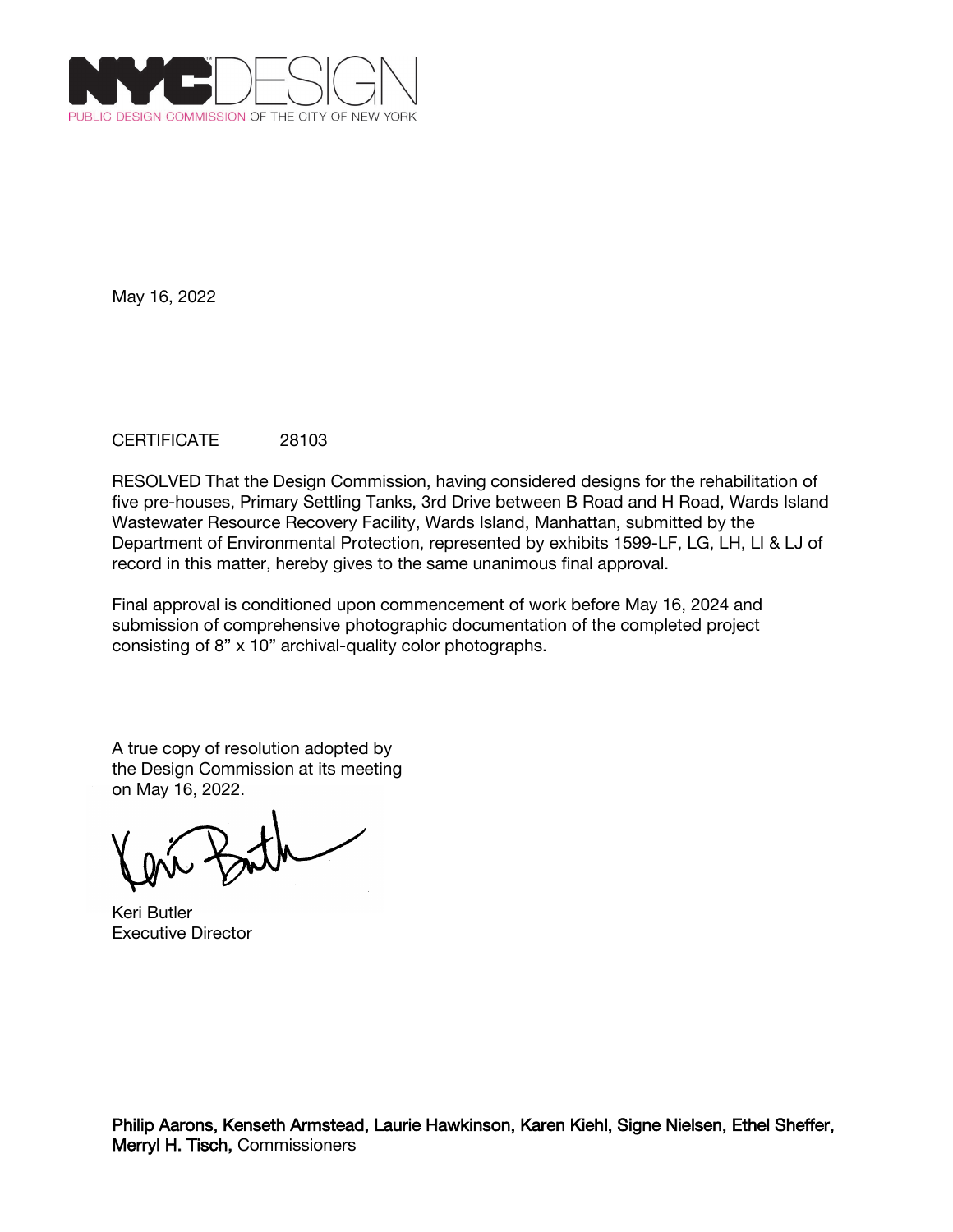NYC DESIGN

PUBLIC DESIGN COMMISSION OF THE CITY OF NEW YORK

May 16, 2022

CERTIFICATE 28103

RESOLVED That the Design Commission, having considered designs for the rehabilitation of five pre-houses, Primary Settling Tanks, 3rd Drive between B Road and H Road, Wards Island Wastewater Resource Recovery Facility, Wards Island, Manhattan, submitted by the Department of Environmental Protection, represented by exhibits 1599-LF, LG, LH, LI & LJ of record in this matter, hereby gives to the same unanimous final approval.

Final approval is conditioned upon commencement of work before May 16, 2024 and submission of comprehensive photographic documentation of the completed project consisting of 8" x 10" archival-quality color photographs.

A true copy of resolution adopted by the Design Commission at its meeting on May 16, 2022.

Keri Butler
Executive Director

**Philip Aarons, Kenseth Armstead, Laurie Hawkinson, Karen Kiehl, Signe Nielsen, Ethel Sheffer, Merryl H. Tisch,** Commissioners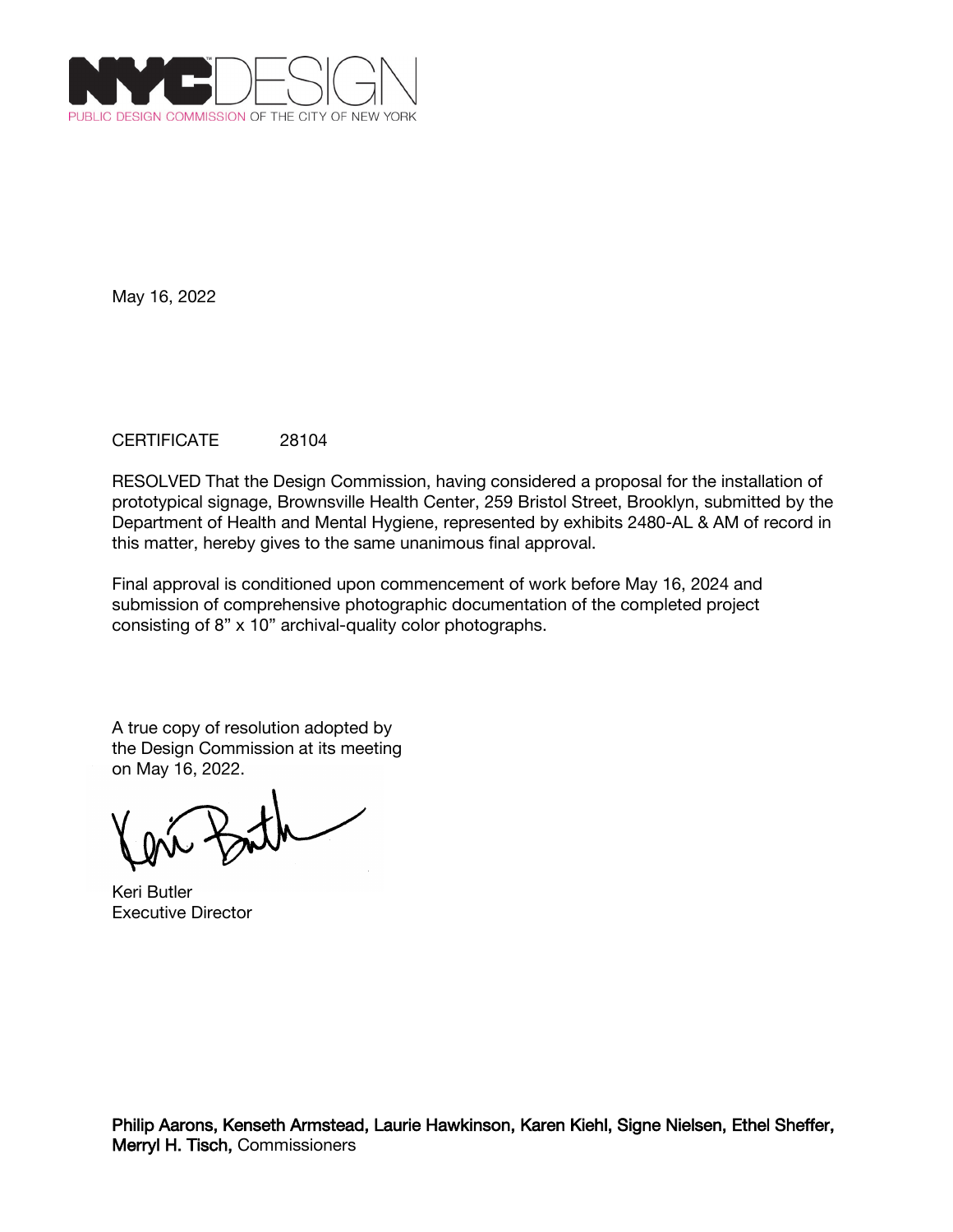NYCDESIGN
PUBLIC DESIGN COMMISSION OF THE CITY OF NEW YORK

May 16, 2022

CERTIFICATE 28104

RESOLVED That the Design Commission, having considered a proposal for the installation of prototypical signage, Brownsville Health Center, 259 Bristol Street, Brooklyn, submitted by the Department of Health and Mental Hygiene, represented by exhibits 2480-AL & AM of record in this matter, hereby gives to the same unanimous final approval.

Final approval is conditioned upon commencement of work before May 16, 2024 and submission of comprehensive photographic documentation of the completed project consisting of 8" x 10" archival-quality color photographs.

A true copy of resolution adopted by the Design Commission at its meeting on May 16, 2022.

Keri Butler
Executive Director

**Philip Aarons, Kenseth Armstead, Laurie Hawkinson, Karen Kiehl, Signe Nielsen, Ethel Sheffer, Merryl H. Tisch,** Commissioners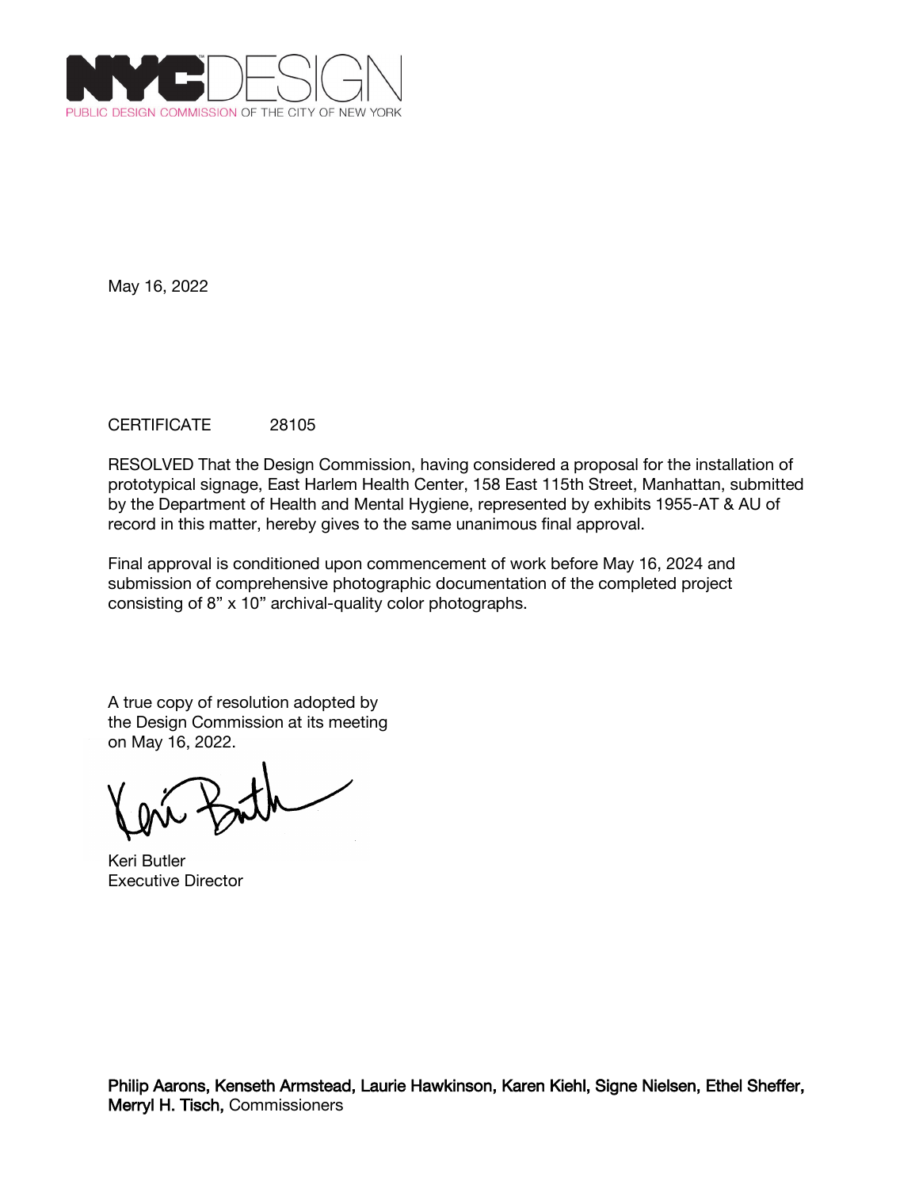NYCDESIGN

PUBLIC DESIGN COMMISSION OF THE CITY OF NEW YORK

May 16, 2022

CERTIFICATE 28105

RESOLVED That the Design Commission, having considered a proposal for the installation of prototypical signage, East Harlem Health Center, 158 East 115th Street, Manhattan, submitted by the Department of Health and Mental Hygiene, represented by exhibits 1955-AT & AU of record in this matter, hereby gives to the same unanimous final approval.

Final approval is conditioned upon commencement of work before May 16, 2024 and submission of comprehensive photographic documentation of the completed project consisting of 8” x 10” archival-quality color photographs.

A true copy of resolution adopted by the Design Commission at its meeting on May 16, 2022.

Keri Butler
Executive Director

**Philip Aarons, Kenseth Armstead, Laurie Hawkinson, Karen Kiehl, Signe Nielsen, Ethel Sheffer, Merryl H. Tisch,** Commissioners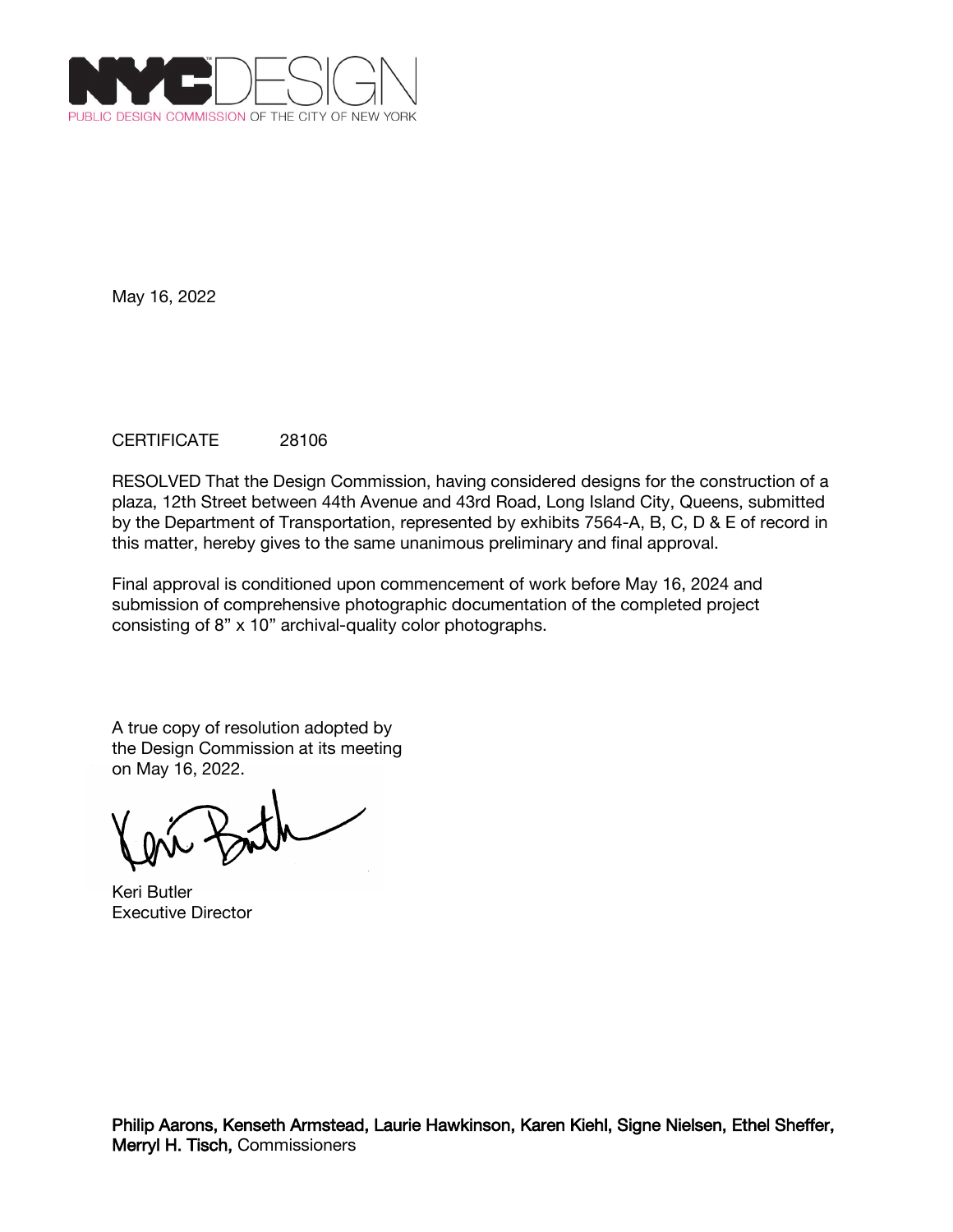NYCDESIGN
PUBLIC DESIGN COMMISSION OF THE CITY OF NEW YORK

May 16, 2022

CERTIFICATE 28106

RESOLVED That the Design Commission, having considered designs for the construction of a plaza, 12th Street between 44th Avenue and 43rd Road, Long Island City, Queens, submitted by the Department of Transportation, represented by exhibits 7564-A, B, C, D & E of record in this matter, hereby gives to the same unanimous preliminary and final approval.

Final approval is conditioned upon commencement of work before May 16, 2024 and submission of comprehensive photographic documentation of the completed project consisting of 8" x 10" archival-quality color photographs.

A true copy of resolution adopted by the Design Commission at its meeting on May 16, 2022.

Keri Butler
Executive Director

**Philip Aarons, Kenseth Armstead, Laurie Hawkinson, Karen Kiehl, Signe Nielsen, Ethel Sheffer, Merryl H. Tisch,** Commissioners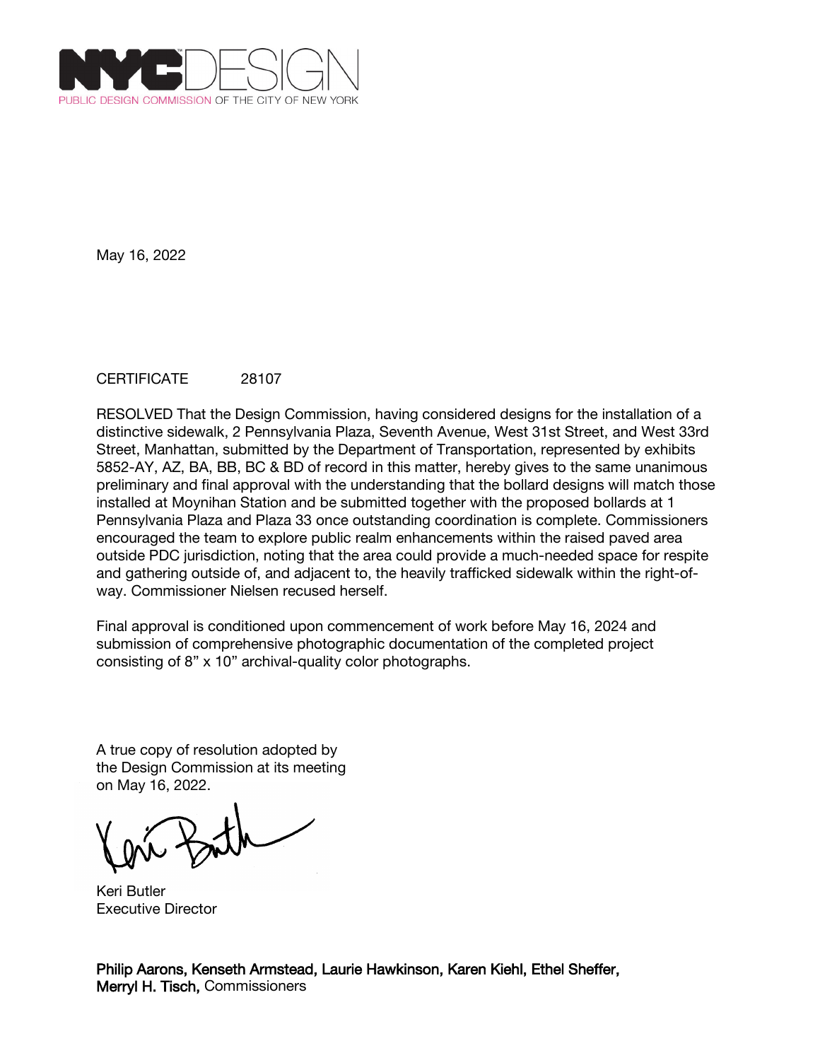NYC DESIGN

PUBLIC DESIGN COMMISSION OF THE CITY OF NEW YORK

May 16, 2022

CERTIFICATE 28107

RESOLVED That the Design Commission, having considered designs for the installation of a distinctive sidewalk, 2 Pennsylvania Plaza, Seventh Avenue, West 31st Street, and West 33rd Street, Manhattan, submitted by the Department of Transportation, represented by exhibits 5852-AY, AZ, BA, BB, BC & BD of record in this matter, hereby gives to the same unanimous preliminary and final approval with the understanding that the bollard designs will match those installed at Moynihan Station and be submitted together with the proposed bollards at 1 Pennsylvania Plaza and Plaza 33 once outstanding coordination is complete. Commissioners encouraged the team to explore public realm enhancements within the raised paved area outside PDC jurisdiction, noting that the area could provide a much-needed space for respite and gathering outside of, and adjacent to, the heavily trafficked sidewalk within the right-of-way. Commissioner Nielsen recused herself.

Final approval is conditioned upon commencement of work before May 16, 2024 and submission of comprehensive photographic documentation of the completed project consisting of 8" x 10" archival-quality color photographs.

A true copy of resolution adopted by the Design Commission at its meeting on May 16, 2022.

Keri Butler
Executive Director

**Philip Aarons, Kenseth Armstead, Laurie Hawkinson, Karen Kiehl, Ethel Sheffer, Merryl H. Tisch,** Commissioners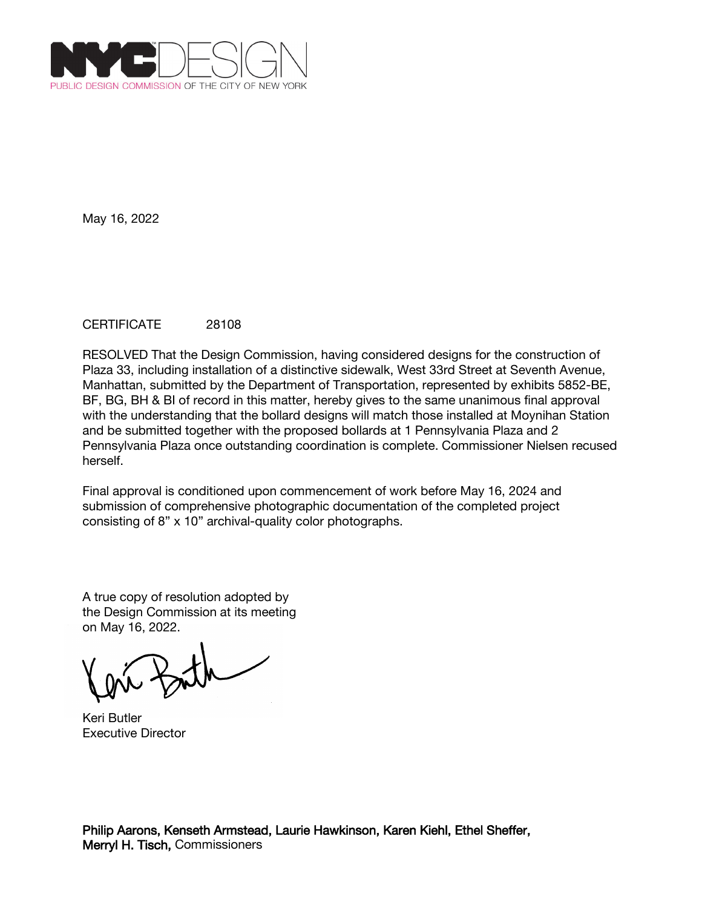NYC DESIGN
PUBLIC DESIGN COMMISSION OF THE CITY OF NEW YORK

May 16, 2022

CERTIFICATE 28108

RESOLVED That the Design Commission, having considered designs for the construction of Plaza 33, including installation of a distinctive sidewalk, West 33rd Street at Seventh Avenue, Manhattan, submitted by the Department of Transportation, represented by exhibits 5852-BE, BF, BG, BH & BI of record in this matter, hereby gives to the same unanimous final approval with the understanding that the bollard designs will match those installed at Moynihan Station and be submitted together with the proposed bollards at 1 Pennsylvania Plaza and 2 Pennsylvania Plaza once outstanding coordination is complete. Commissioner Nielsen recused herself.

Final approval is conditioned upon commencement of work before May 16, 2024 and submission of comprehensive photographic documentation of the completed project consisting of 8" x 10" archival-quality color photographs.

A true copy of resolution adopted by the Design Commission at its meeting on May 16, 2022.

Keri Butler
Executive Director

**Philip Aarons, Kenseth Armstead, Laurie Hawkinson, Karen Kiehl, Ethel Sheffer, Merryl H. Tisch,** Commissioners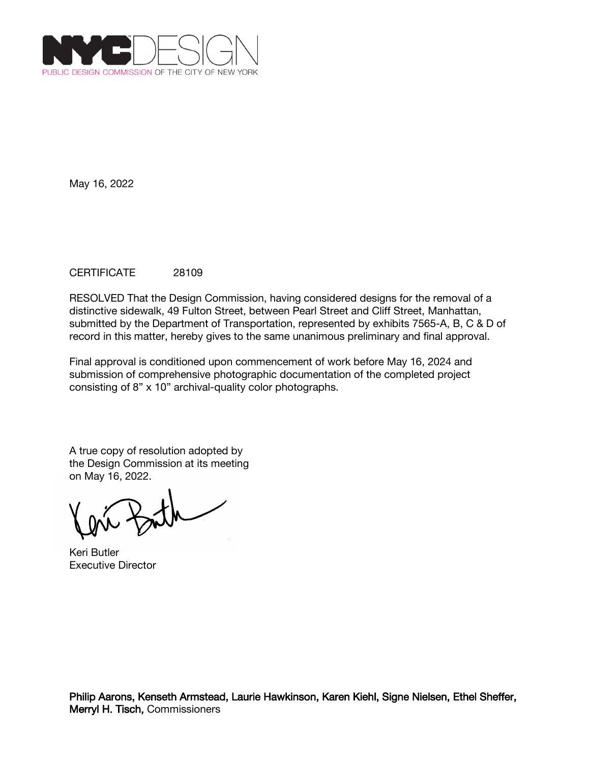NYC DESIGN
PUBLIC DESIGN COMMISSION OF THE CITY OF NEW YORK

May 16, 2022

CERTIFICATE 28109

RESOLVED That the Design Commission, having considered designs for the removal of a distinctive sidewalk, 49 Fulton Street, between Pearl Street and Cliff Street, Manhattan, submitted by the Department of Transportation, represented by exhibits 7565-A, B, C & D of record in this matter, hereby gives to the same unanimous preliminary and final approval.

Final approval is conditioned upon commencement of work before May 16, 2024 and submission of comprehensive photographic documentation of the completed project consisting of 8" x 10" archival-quality color photographs.

A true copy of resolution adopted by the Design Commission at its meeting on May 16, 2022.

Keri Butler
Executive Director

**Philip Aarons, Kenseth Armstead, Laurie Hawkinson, Karen Kiehl, Signe Nielsen, Ethel Sheffer, Merryl H. Tisch,** Commissioners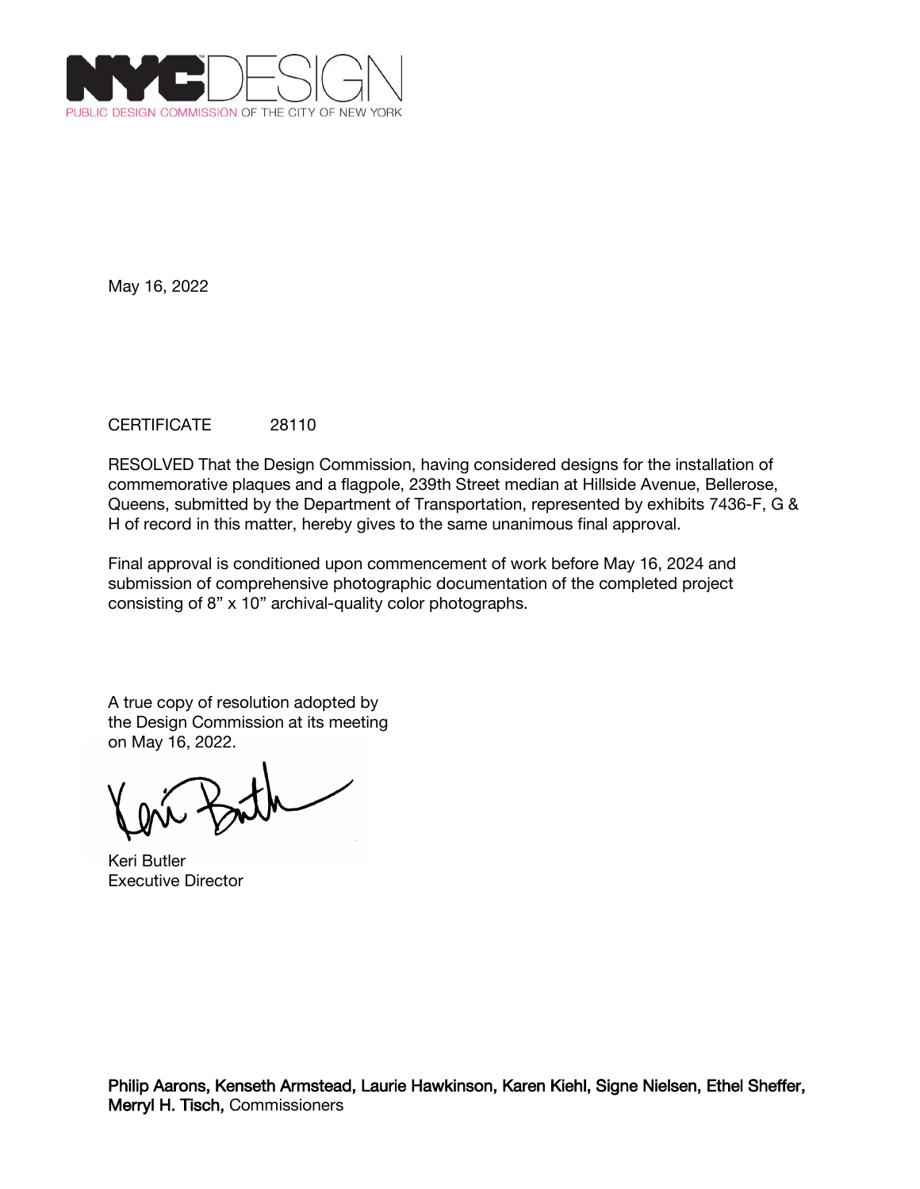NYCDESIGN

PUBLIC DESIGN COMMISSION OF THE CITY OF NEW YORK

May 16, 2022

CERTIFICATE 28110

RESOLVED That the Design Commission, having considered designs for the installation of commemorative plaques and a flagpole, 239th Street median at Hillside Avenue, Bellerose, Queens, submitted by the Department of Transportation, represented by exhibits 7436-F, G & H of record in this matter, hereby gives to the same unanimous final approval.

Final approval is conditioned upon commencement of work before May 16, 2024 and submission of comprehensive photographic documentation of the completed project consisting of 8” x 10” archival-quality color photographs.

A true copy of resolution adopted by the Design Commission at its meeting on May 16, 2022.

Keri Butler
Executive Director

**Philip Aarons, Kenseth Armstead, Laurie Hawkinson, Karen Kiehl, Signe Nielsen, Ethel Sheffer, Merryl H. Tisch,** Commissioners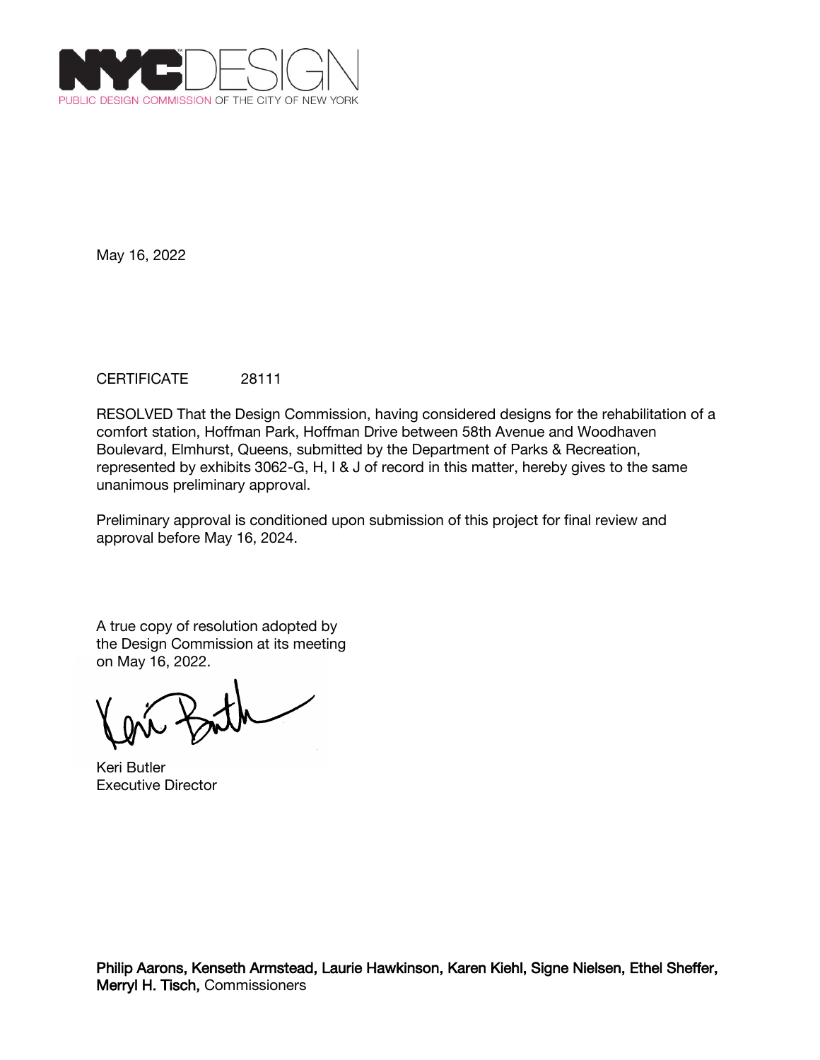NYC DESIGN
PUBLIC DESIGN COMMISSION OF THE CITY OF NEW YORK

May 16, 2022

CERTIFICATE 28111

RESOLVED That the Design Commission, having considered designs for the rehabilitation of a comfort station, Hoffman Park, Hoffman Drive between 58th Avenue and Woodhaven Boulevard, Elmhurst, Queens, submitted by the Department of Parks & Recreation, represented by exhibits 3062-G, H, I & J of record in this matter, hereby gives to the same unanimous preliminary approval.

Preliminary approval is conditioned upon submission of this project for final review and approval before May 16, 2024.

A true copy of resolution adopted by the Design Commission at its meeting on May 16, 2022.

Keri Butler
Executive Director

**Philip Aarons, Kenseth Armstead, Laurie Hawkinson, Karen Kiehl, Signe Nielsen, Ethel Sheffer, Merryl H. Tisch,** Commissioners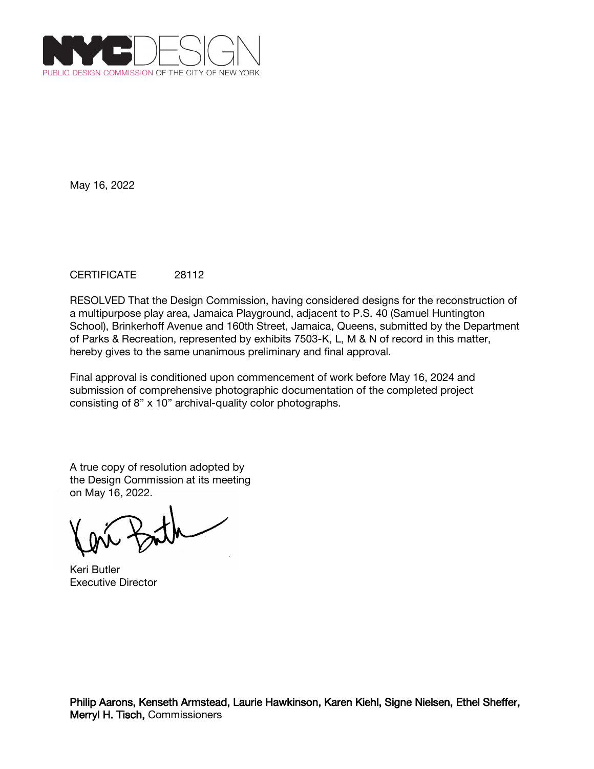NYC DESIGN
PUBLIC DESIGN COMMISSION OF THE CITY OF NEW YORK

May 16, 2022

CERTIFICATE 28112

RESOLVED That the Design Commission, having considered designs for the reconstruction of a multipurpose play area, Jamaica Playground, adjacent to P.S. 40 (Samuel Huntington School), Brinkerhoff Avenue and 160th Street, Jamaica, Queens, submitted by the Department of Parks & Recreation, represented by exhibits 7503-K, L, M & N of record in this matter, hereby gives to the same unanimous preliminary and final approval.

Final approval is conditioned upon commencement of work before May 16, 2024 and submission of comprehensive photographic documentation of the completed project consisting of 8" x 10" archival-quality color photographs.

A true copy of resolution adopted by the Design Commission at its meeting on May 16, 2022.

Keri Butler
Executive Director

**Philip Aarons, Kenseth Armstead, Laurie Hawkinson, Karen Kiehl, Signe Nielsen, Ethel Sheffer, Merryl H. Tisch,** Commissioners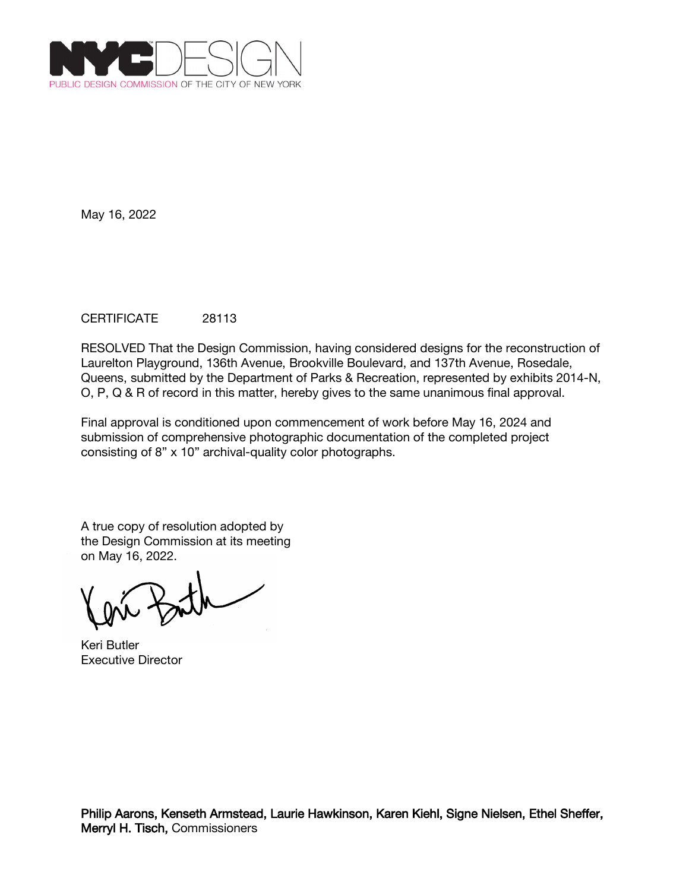NYCDESIGN
PUBLIC DESIGN COMMISSION OF THE CITY OF NEW YORK

May 16, 2022

CERTIFICATE 28113

RESOLVED That the Design Commission, having considered designs for the reconstruction of Laurelton Playground, 136th Avenue, Brookville Boulevard, and 137th Avenue, Rosedale, Queens, submitted by the Department of Parks & Recreation, represented by exhibits 2014-N, O, P, Q & R of record in this matter, hereby gives to the same unanimous final approval.

Final approval is conditioned upon commencement of work before May 16, 2024 and submission of comprehensive photographic documentation of the completed project consisting of 8” x 10” archival-quality color photographs.

A true copy of resolution adopted by the Design Commission at its meeting on May 16, 2022.

Keri Butler
Executive Director

**Philip Aarons, Kenseth Armstead, Laurie Hawkinson, Karen Kiehl, Signe Nielsen, Ethel Sheffer, Merryl H. Tisch,** Commissioners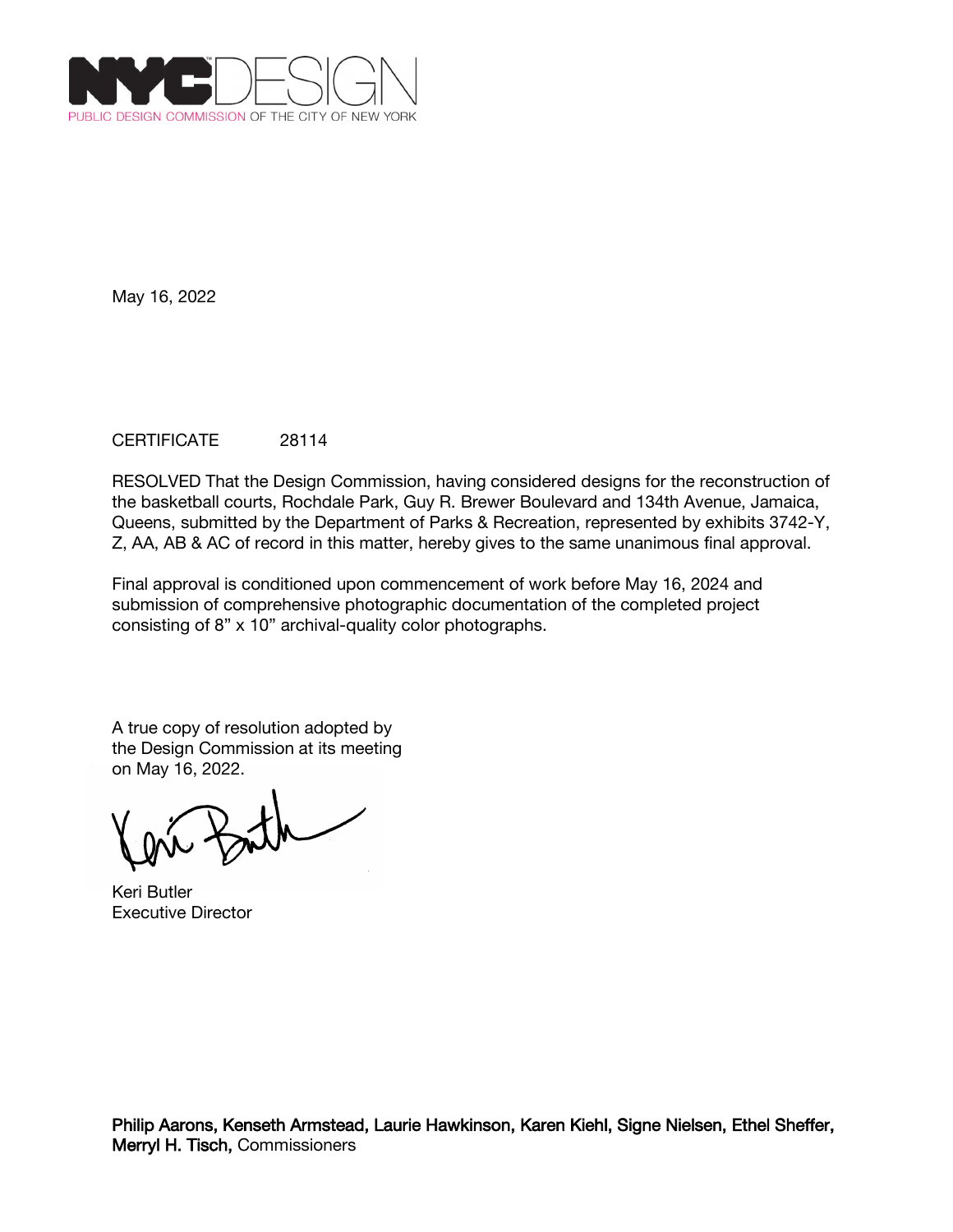NYC DESIGN
PUBLIC DESIGN COMMISSION OF THE CITY OF NEW YORK

May 16, 2022

CERTIFICATE 28114

RESOLVED That the Design Commission, having considered designs for the reconstruction of the basketball courts, Rochdale Park, Guy R. Brewer Boulevard and 134th Avenue, Jamaica, Queens, submitted by the Department of Parks & Recreation, represented by exhibits 3742-Y, Z, AA, AB & AC of record in this matter, hereby gives to the same unanimous final approval.

Final approval is conditioned upon commencement of work before May 16, 2024 and submission of comprehensive photographic documentation of the completed project consisting of 8" x 10" archival-quality color photographs.

A true copy of resolution adopted by the Design Commission at its meeting on May 16, 2022.

Keri Butler
Executive Director

**Philip Aarons, Kenseth Armstead, Laurie Hawkinson, Karen Kiehl, Signe Nielsen, Ethel Sheffer, Merryl H. Tisch,** Commissioners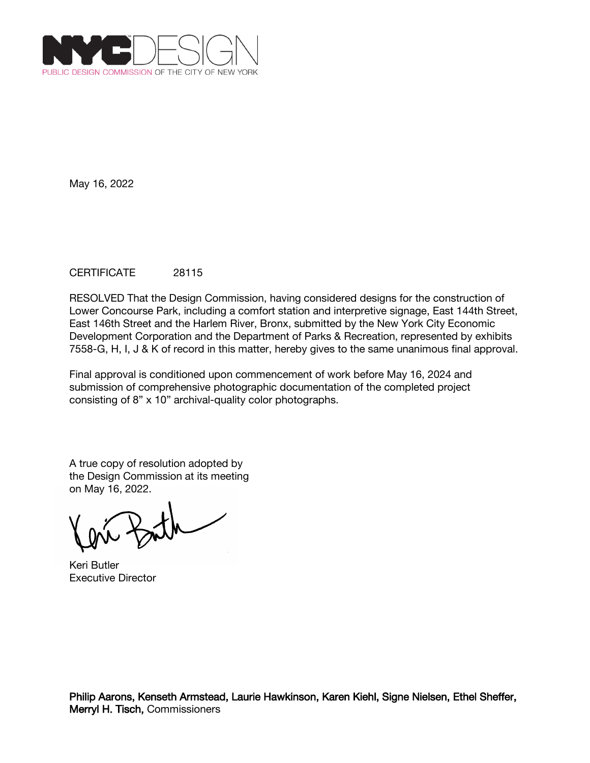NYCDESIGN
PUBLIC DESIGN COMMISSION OF THE CITY OF NEW YORK

May 16, 2022

CERTIFICATE 28115

RESOLVED That the Design Commission, having considered designs for the construction of Lower Concourse Park, including a comfort station and interpretive signage, East 144th Street, East 146th Street and the Harlem River, Bronx, submitted by the New York City Economic Development Corporation and the Department of Parks & Recreation, represented by exhibits 7558-G, H, I, J & K of record in this matter, hereby gives to the same unanimous final approval.

Final approval is conditioned upon commencement of work before May 16, 2024 and submission of comprehensive photographic documentation of the completed project consisting of 8" x 10" archival-quality color photographs.

A true copy of resolution adopted by the Design Commission at its meeting on May 16, 2022.

Keri Butler
Executive Director

**Philip Aarons, Kenseth Armstead, Laurie Hawkinson, Karen Kiehl, Signe Nielsen, Ethel Sheffer, Merryl H. Tisch,** Commissioners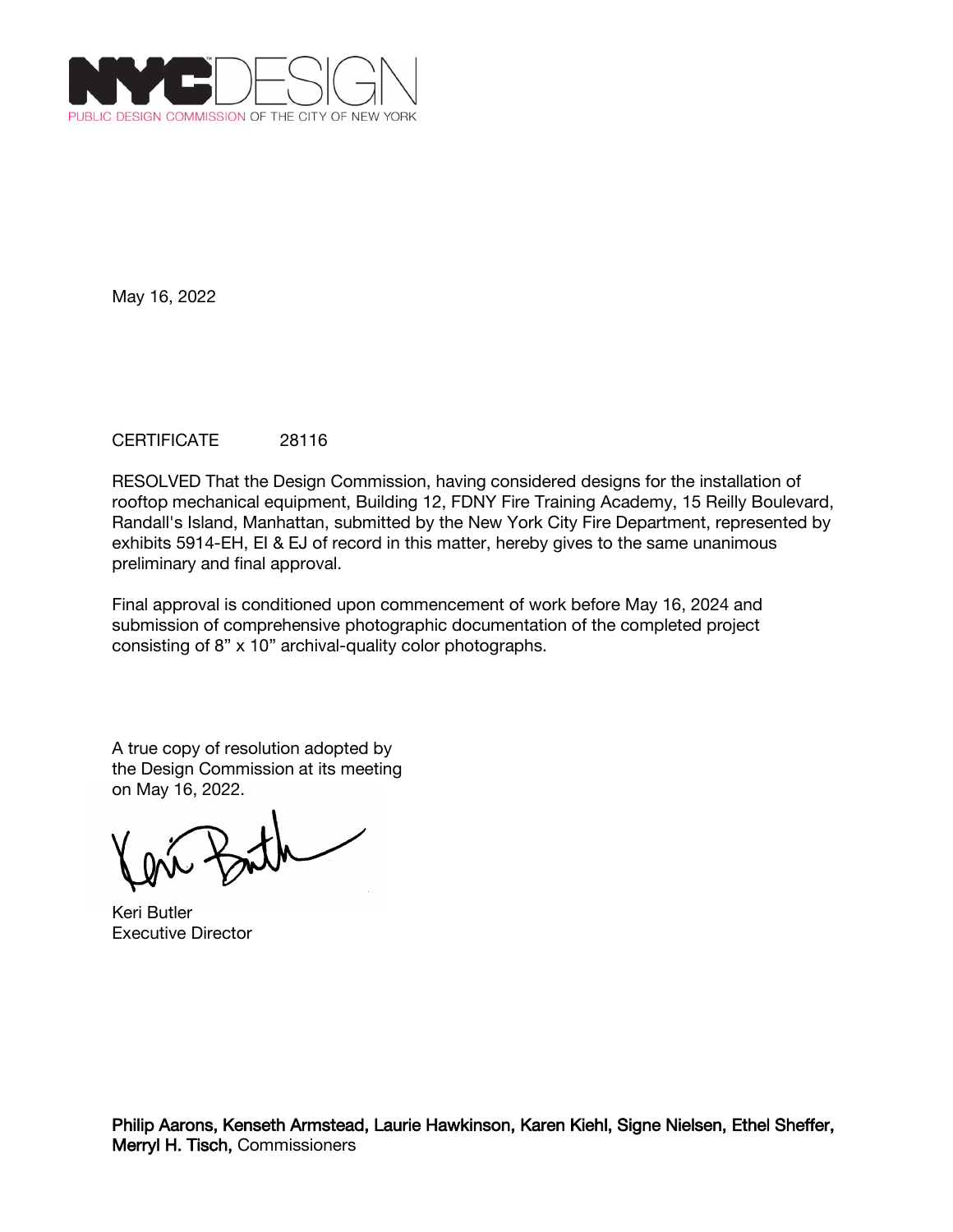NYC DESIGN
PUBLIC DESIGN COMMISSION OF THE CITY OF NEW YORK

May 16, 2022

CERTIFICATE 28116

RESOLVED That the Design Commission, having considered designs for the installation of rooftop mechanical equipment, Building 12, FDNY Fire Training Academy, 15 Reilly Boulevard, Randall's Island, Manhattan, submitted by the New York City Fire Department, represented by exhibits 5914-EH, EI & EJ of record in this matter, hereby gives to the same unanimous preliminary and final approval.

Final approval is conditioned upon commencement of work before May 16, 2024 and submission of comprehensive photographic documentation of the completed project consisting of 8" x 10" archival-quality color photographs.

A true copy of resolution adopted by the Design Commission at its meeting on May 16, 2022.

Keri Butler
Executive Director

**Philip Aarons, Kenseth Armstead, Laurie Hawkinson, Karen Kiehl, Signe Nielsen, Ethel Sheffer, Merryl H. Tisch,** Commissioners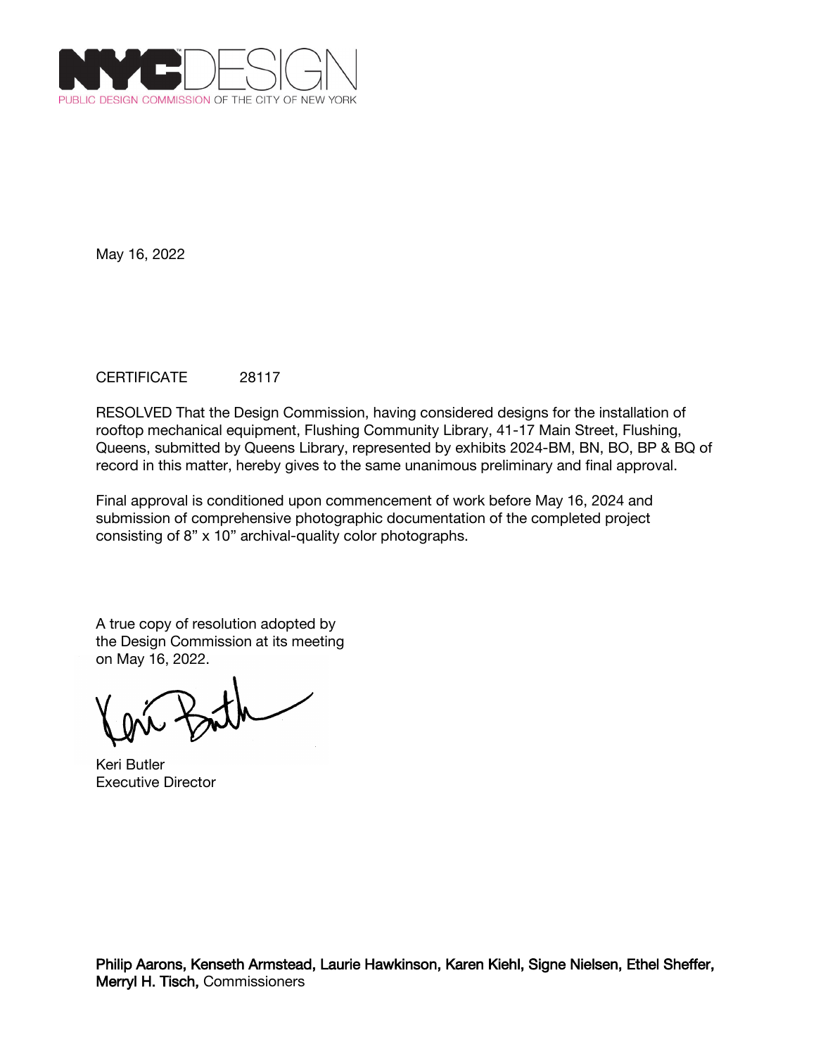NYC DESIGN
PUBLIC DESIGN COMMISSION OF THE CITY OF NEW YORK

May 16, 2022

CERTIFICATE 28117

RESOLVED That the Design Commission, having considered designs for the installation of rooftop mechanical equipment, Flushing Community Library, 41-17 Main Street, Flushing, Queens, submitted by Queens Library, represented by exhibits 2024-BM, BN, BO, BP & BQ of record in this matter, hereby gives to the same unanimous preliminary and final approval.

Final approval is conditioned upon commencement of work before May 16, 2024 and submission of comprehensive photographic documentation of the completed project consisting of 8" x 10" archival-quality color photographs.

A true copy of resolution adopted by the Design Commission at its meeting on May 16, 2022.

Keri Butler
Executive Director

**Philip Aarons, Kenseth Armstead, Laurie Hawkinson, Karen Kiehl, Signe Nielsen, Ethel Sheffer, Merryl H. Tisch,** Commissioners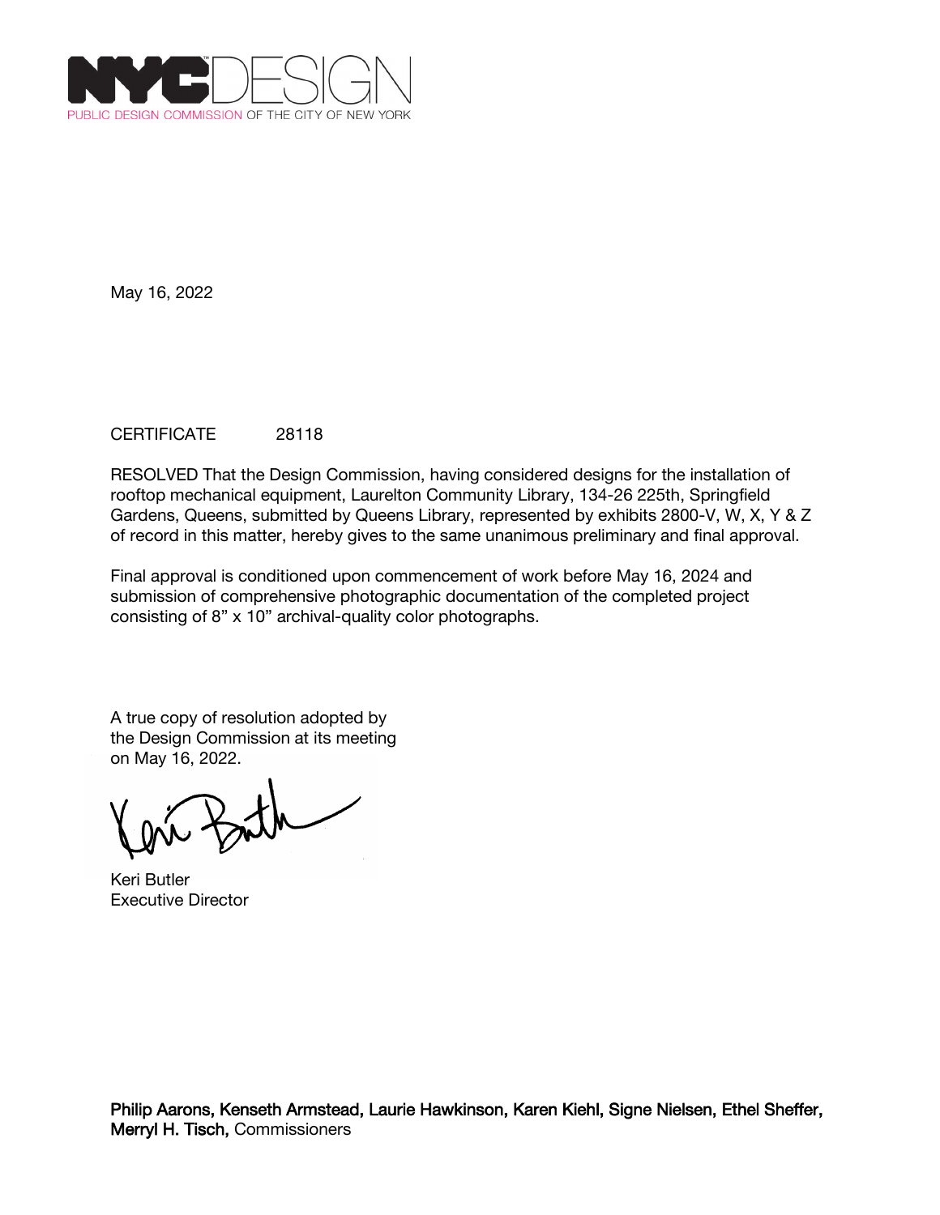NYCDESIGN
PUBLIC DESIGN COMMISSION OF THE CITY OF NEW YORK

May 16, 2022

CERTIFICATE 28118

RESOLVED That the Design Commission, having considered designs for the installation of rooftop mechanical equipment, Laurelton Community Library, 134-26 225th, Springfield Gardens, Queens, submitted by Queens Library, represented by exhibits 2800-V, W, X, Y & Z of record in this matter, hereby gives to the same unanimous preliminary and final approval.

Final approval is conditioned upon commencement of work before May 16, 2024 and submission of comprehensive photographic documentation of the completed project consisting of 8” x 10” archival-quality color photographs.

A true copy of resolution adopted by the Design Commission at its meeting on May 16, 2022.

Keri Butler
Executive Director

**Philip Aarons, Kenseth Armstead, Laurie Hawkinson, Karen Kiehl, Signe Nielsen, Ethel Sheffer, Merryl H. Tisch,** Commissioners